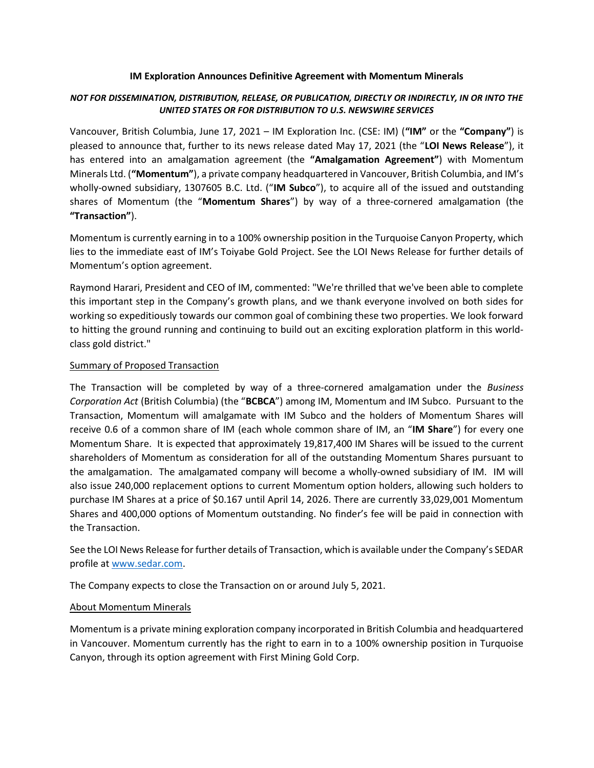**IM Exploration Announces Definitive Agreement with Momentum Minerals**

***NOT FOR DISSEMINATION, DISTRIBUTION, RELEASE, OR PUBLICATION, DIRECTLY OR INDIRECTLY, IN OR INTO THE UNITED STATES OR FOR DISTRIBUTION TO U.S. NEWSWIRE SERVICES***

Vancouver, British Columbia, June 17, 2021 – IM Exploration Inc. (CSE: IM) (**"IM"** or the **"Company"**) is pleased to announce that, further to its news release dated May 17, 2021 (the "**LOI News Release**"), it has entered into an amalgamation agreement (the **"Amalgamation Agreement"**) with Momentum Minerals Ltd. (**"Momentum"**), a private company headquartered in Vancouver, British Columbia, and IM's wholly-owned subsidiary, 1307605 B.C. Ltd. ("**IM Subco**"), to acquire all of the issued and outstanding shares of Momentum (the "**Momentum Shares**") by way of a three-cornered amalgamation (the **"Transaction"**).

Momentum is currently earning in to a 100% ownership position in the Turquoise Canyon Property, which lies to the immediate east of IM's Toiyabe Gold Project. See the LOI News Release for further details of Momentum's option agreement.

Raymond Harari, President and CEO of IM, commented: "We're thrilled that we've been able to complete this important step in the Company's growth plans, and we thank everyone involved on both sides for working so expeditiously towards our common goal of combining these two properties. We look forward to hitting the ground running and continuing to build out an exciting exploration platform in this world-class gold district."

<u>Summary of Proposed Transaction</u>

The Transaction will be completed by way of a three-cornered amalgamation under the *Business Corporation Act* (British Columbia) (the "**BCBCA**") among IM, Momentum and IM Subco. Pursuant to the Transaction, Momentum will amalgamate with IM Subco and the holders of Momentum Shares will receive 0.6 of a common share of IM (each whole common share of IM, an "**IM Share**") for every one Momentum Share. It is expected that approximately 19,817,400 IM Shares will be issued to the current shareholders of Momentum as consideration for all of the outstanding Momentum Shares pursuant to the amalgamation. The amalgamated company will become a wholly-owned subsidiary of IM. IM will also issue 240,000 replacement options to current Momentum option holders, allowing such holders to purchase IM Shares at a price of $0.167 until April 14, 2026. There are currently 33,029,001 Momentum Shares and 400,000 options of Momentum outstanding. No finder's fee will be paid in connection with the Transaction.

See the LOI News Release for further details of Transaction, which is available under the Company's SEDAR profile at [www.sedar.com](http://www.sedar.com).

The Company expects to close the Transaction on or around July 5, 2021.

<u>About Momentum Minerals</u>

Momentum is a private mining exploration company incorporated in British Columbia and headquartered in Vancouver. Momentum currently has the right to earn in to a 100% ownership position in Turquoise Canyon, through its option agreement with First Mining Gold Corp.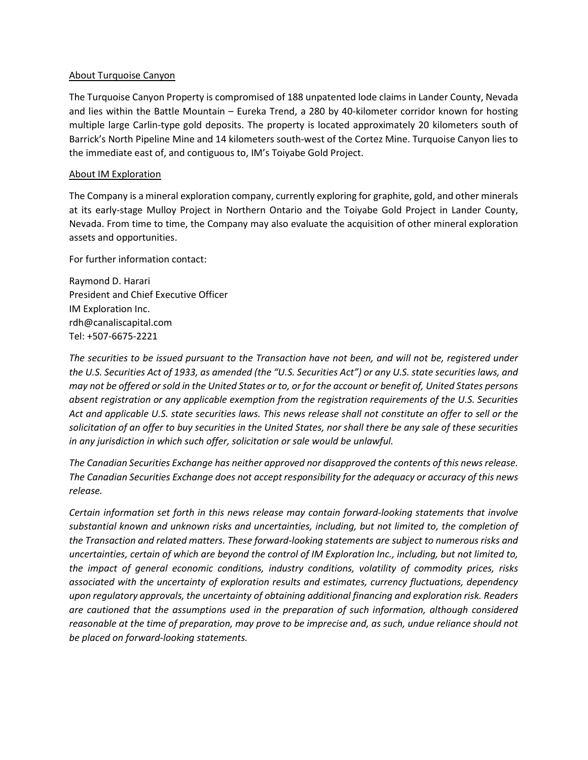## About Turquoise Canyon

The Turquoise Canyon Property is compromised of 188 unpatented lode claims in Lander County, Nevada and lies within the Battle Mountain – Eureka Trend, a 280 by 40-kilometer corridor known for hosting multiple large Carlin-type gold deposits. The property is located approximately 20 kilometers south of Barrick's North Pipeline Mine and 14 kilometers south-west of the Cortez Mine. Turquoise Canyon lies to the immediate east of, and contiguous to, IM's Toiyabe Gold Project.

## About IM Exploration

The Company is a mineral exploration company, currently exploring for graphite, gold, and other minerals at its early-stage Mulloy Project in Northern Ontario and the Toiyabe Gold Project in Lander County, Nevada. From time to time, the Company may also evaluate the acquisition of other mineral exploration assets and opportunities.

For further information contact:

Raymond D. Harari
President and Chief Executive Officer
IM Exploration Inc.
rdh@canaliscapital.com
Tel: +507-6675-2221

*The securities to be issued pursuant to the Transaction have not been, and will not be, registered under the U.S. Securities Act of 1933, as amended (the "U.S. Securities Act") or any U.S. state securities laws, and may not be offered or sold in the United States or to, or for the account or benefit of, United States persons absent registration or any applicable exemption from the registration requirements of the U.S. Securities Act and applicable U.S. state securities laws. This news release shall not constitute an offer to sell or the solicitation of an offer to buy securities in the United States, nor shall there be any sale of these securities in any jurisdiction in which such offer, solicitation or sale would be unlawful.*

*The Canadian Securities Exchange has neither approved nor disapproved the contents of this news release. The Canadian Securities Exchange does not accept responsibility for the adequacy or accuracy of this news release.*

*Certain information set forth in this news release may contain forward-looking statements that involve substantial known and unknown risks and uncertainties, including, but not limited to, the completion of the Transaction and related matters. These forward-looking statements are subject to numerous risks and uncertainties, certain of which are beyond the control of IM Exploration Inc., including, but not limited to, the impact of general economic conditions, industry conditions, volatility of commodity prices, risks associated with the uncertainty of exploration results and estimates, currency fluctuations, dependency upon regulatory approvals, the uncertainty of obtaining additional financing and exploration risk. Readers are cautioned that the assumptions used in the preparation of such information, although considered reasonable at the time of preparation, may prove to be imprecise and, as such, undue reliance should not be placed on forward-looking statements.*